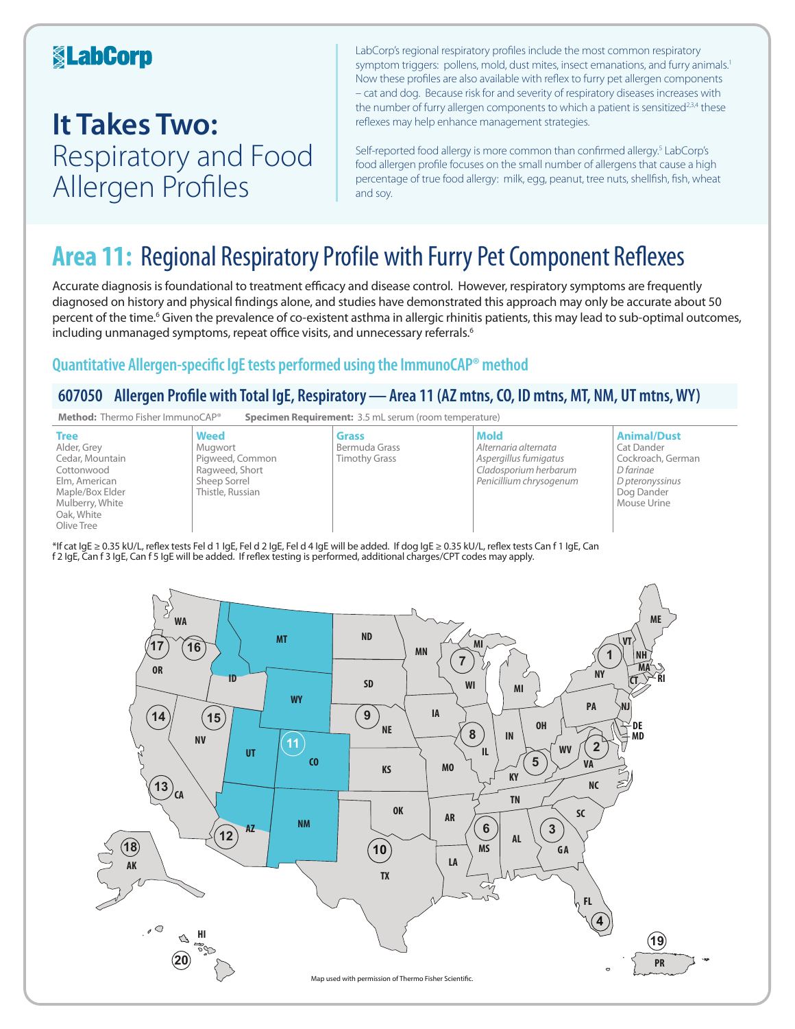**LabCorp**

# It Takes Two: Respiratory and Food Allergen Profiles

LabCorp's regional respiratory profiles include the most common respiratory symptom triggers: pollens, mold, dust mites, insect emanations, and furry animals.[1] Now these profiles are also available with reflex to furry pet allergen components – cat and dog. Because risk for and severity of respiratory diseases increases with the number of furry allergen components to which a patient is sensitized[2,3,4] these reflexes may help enhance management strategies.

Self-reported food allergy is more common than confirmed allergy.[5] LabCorp's food allergen profile focuses on the small number of allergens that cause a high percentage of true food allergy: milk, egg, peanut, tree nuts, shellfish, fish, wheat and soy.

## Area 11: Regional Respiratory Profile with Furry Pet Component Reflexes

Accurate diagnosis is foundational to treatment efficacy and disease control. However, respiratory symptoms are frequently diagnosed on history and physical findings alone, and studies have demonstrated this approach may only be accurate about 50 percent of the time.[6] Given the prevalence of co-existent asthma in allergic rhinitis patients, this may lead to sub-optimal outcomes, including unmanaged symptoms, repeat office visits, and unnecessary referrals.[6]

### Quantitative Allergen-specific IgE tests performed using the ImmunoCAP® method

#### 607050 Allergen Profile with Total IgE, Respiratory — Area 11 (AZ mtns, CO, ID mtns, MT, NM, UT mtns, WY)

**Method:** Thermo Fisher ImmunoCAP® **Specimen Requirement:** 3.5 mL serum (room temperature)

| Tree | Weed | Grass | Mold | Animal/Dust |
|---|---|---|---|---|
| Alder, Grey | Mugwort | Bermuda Grass | *Alternaria alternata* | Cat Dander |
| Cedar, Mountain | Pigweed, Common | Timothy Grass | *Aspergillus fumigatus* | Cockroach, German |
| Cottonwood | Ragweed, Short | | *Cladosporium herbarum* | *D farinae* |
| Elm, American | Sheep Sorrel | | *Penicillium chrysogenum* | *D pteronyssinus* |
| Maple/Box Elder | Thistle, Russian | | | Dog Dander |
| Mulberry, White | | | | Mouse Urine |
| Oak, White | | | | |
| Olive Tree | | | | |

*If cat IgE ≥ 0.35 kU/L, reflex tests Fel d 1 IgE, Fel d 2 IgE, Fel d 4 IgE will be added. If dog IgE ≥ 0.35 kU/L, reflex tests Can f 1 IgE, Can f 2 IgE, Can f 3 IgE, Can f 5 IgE will be added. If reflex testing is performed, additional charges/CPT codes may apply.

Map used with permission of Thermo Fisher Scientific.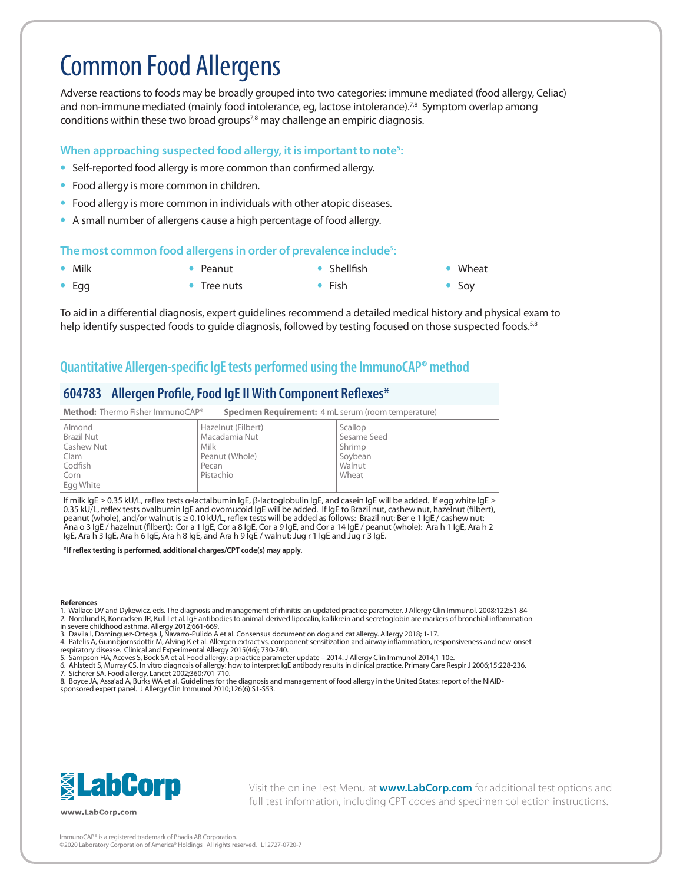# Common Food Allergens

Adverse reactions to foods may be broadly grouped into two categories: immune mediated (food allergy, Celiac) and non-immune mediated (mainly food intolerance, eg, lactose intolerance).[7,8] Symptom overlap among conditions within these two broad groups[7,8] may challenge an empiric diagnosis.

### When approaching suspected food allergy, it is important to note[5]:

- Self-reported food allergy is more common than confirmed allergy.
- Food allergy is more common in children.
- Food allergy is more common in individuals with other atopic diseases.
- A small number of allergens cause a high percentage of food allergy.

### The most common food allergens in order of prevalence include[5]:

- Milk
- Egg
- Peanut
- Tree nuts
- Shellfish
- Fish
- Wheat
- Soy

To aid in a differential diagnosis, expert guidelines recommend a detailed medical history and physical exam to help identify suspected foods to guide diagnosis, followed by testing focused on those suspected foods.[5,8]

## Quantitative Allergen-specific IgE tests performed using the ImmunoCAP® method

### 604783 Allergen Profile, Food IgE II With Component Reflexes*

**Method:** Thermo Fisher ImmunoCAP® **Specimen Requirement:** 4 mL serum (room temperature)

| | | |
|---|---|---|
| Almond | Hazelnut (Filbert) | Scallop |
| Brazil Nut | Macadamia Nut | Sesame Seed |
| Cashew Nut | Milk | Shrimp |
| Clam | Peanut (Whole) | Soybean |
| Codfish | Pecan | Walnut |
| Corn | Pistachio | Wheat |
| Egg White | | |

If milk IgE ≥ 0.35 kU/L, reflex tests α-lactalbumin IgE, β-lactoglobulin IgE, and casein IgE will be added. If egg white IgE ≥ 0.35 kU/L, reflex tests ovalbumin IgE and ovomucoid IgE will be added. If IgE to Brazil nut, cashew nut, hazelnut (filbert), peanut (whole), and/or walnut is ≥ 0.10 kU/L, reflex tests will be added as follows: Brazil nut: Ber e 1 IgE / cashew nut: Ana o 3 IgE / hazelnut (filbert): Cor a 1 IgE, Cor a 8 IgE, Cor a 9 IgE, and Cor a 14 IgE / peanut (whole): Ara h 1 IgE, Ara h 2 IgE, Ara h 3 IgE, Ara h 6 IgE, Ara h 8 IgE, and Ara h 9 IgE / walnut: Jug r 1 IgE and Jug r 3 IgE.

**\*If reflex testing is performed, additional charges/CPT code(s) may apply.**

**References**

1. Wallace DV and Dykewicz, eds. The diagnosis and management of rhinitis: an updated practice parameter. J Allergy Clin Immunol. 2008;122:S1-84
2. Nordlund B, Konradsen JR, Kull I et al. IgE antibodies to animal-derived lipocalin, kallikrein and secretoglobin are markers of bronchial inflammation in severe childhood asthma. Allergy 2012;661-669.
3. Davila I, Dominguez-Ortega J, Navarro-Pulido A et al. Consensus document on dog and cat allergy. Allergy 2018; 1-17.
4. Patelis A, Gunnbjornsdottir M, Alving K et al. Allergen extract vs. component sensitization and airway inflammation, responsiveness and new-onset respiratory disease. Clinical and Experimental Allergy 2015(46); 730-740.
5. Sampson HA, Aceves S, Bock SA et al. Food allergy: a practice parameter update – 2014. J Allergy Clin Immunol 2014;1-10e.
6. Ahlstedt S, Murray CS. In vitro diagnosis of allergy: how to interpret IgE antibody results in clinical practice. Primary Care Respir J 2006;15:228-236.
7. Sicherer SA. Food allergy. Lancet 2002;360:701-710.
8. Boyce JA, Assa'ad A, Burks WA et al. Guidelines for the diagnosis and management of food allergy in the United States: report of the NIAID-sponsored expert panel. J Allergy Clin Immunol 2010;126(6):S1-S53.

LabCorp

www.LabCorp.com

Visit the online Test Menu at **www.LabCorp.com** for additional test options and full test information, including CPT codes and specimen collection instructions.

ImmunoCAP® is a registered trademark of Phadia AB Corporation.
©2020 Laboratory Corporation of America® Holdings All rights reserved. L12727-0720-7